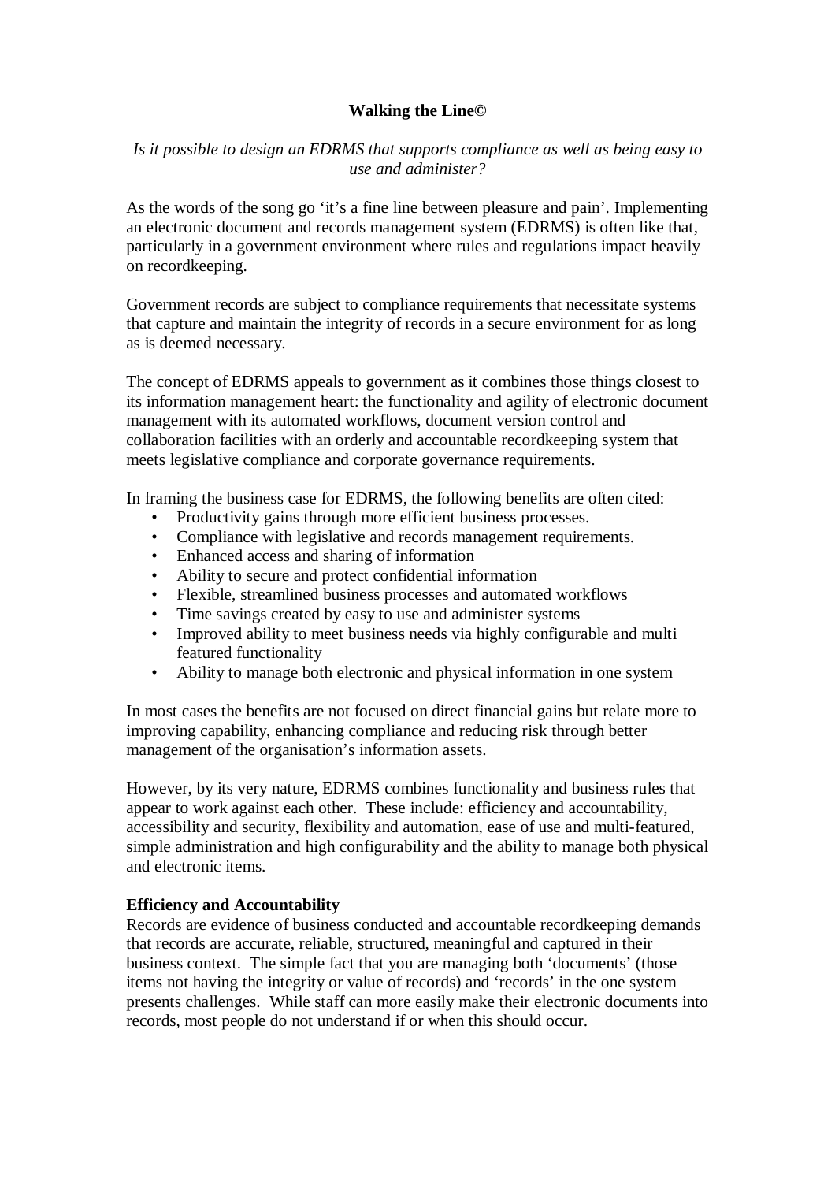# Walking the Line©

*Is it possible to design an EDRMS that supports compliance as well as being easy to use and administer?*

As the words of the song go 'it's a fine line between pleasure and pain'. Implementing an electronic document and records management system (EDRMS) is often like that, particularly in a government environment where rules and regulations impact heavily on recordkeeping.

Government records are subject to compliance requirements that necessitate systems that capture and maintain the integrity of records in a secure environment for as long as is deemed necessary.

The concept of EDRMS appeals to government as it combines those things closest to its information management heart: the functionality and agility of electronic document management with its automated workflows, document version control and collaboration facilities with an orderly and accountable recordkeeping system that meets legislative compliance and corporate governance requirements.

In framing the business case for EDRMS, the following benefits are often cited:

- Productivity gains through more efficient business processes.
- Compliance with legislative and records management requirements.
- Enhanced access and sharing of information
- Ability to secure and protect confidential information
- Flexible, streamlined business processes and automated workflows
- Time savings created by easy to use and administer systems
- Improved ability to meet business needs via highly configurable and multi featured functionality
- Ability to manage both electronic and physical information in one system

In most cases the benefits are not focused on direct financial gains but relate more to improving capability, enhancing compliance and reducing risk through better management of the organisation's information assets.

However, by its very nature, EDRMS combines functionality and business rules that appear to work against each other. These include: efficiency and accountability, accessibility and security, flexibility and automation, ease of use and multi-featured, simple administration and high configurability and the ability to manage both physical and electronic items.

**Efficiency and Accountability**

Records are evidence of business conducted and accountable recordkeeping demands that records are accurate, reliable, structured, meaningful and captured in their business context. The simple fact that you are managing both 'documents' (those items not having the integrity or value of records) and 'records' in the one system presents challenges. While staff can more easily make their electronic documents into records, most people do not understand if or when this should occur.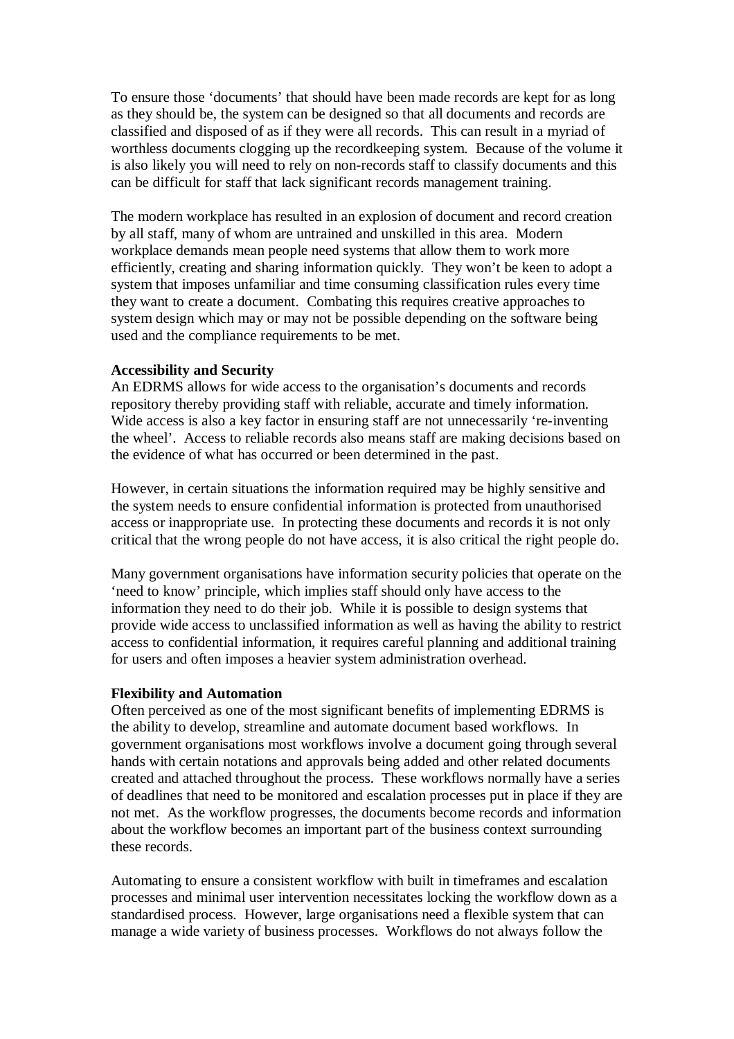To ensure those 'documents' that should have been made records are kept for as long as they should be, the system can be designed so that all documents and records are classified and disposed of as if they were all records. This can result in a myriad of worthless documents clogging up the recordkeeping system. Because of the volume it is also likely you will need to rely on non-records staff to classify documents and this can be difficult for staff that lack significant records management training.

The modern workplace has resulted in an explosion of document and record creation by all staff, many of whom are untrained and unskilled in this area. Modern workplace demands mean people need systems that allow them to work more efficiently, creating and sharing information quickly. They won't be keen to adopt a system that imposes unfamiliar and time consuming classification rules every time they want to create a document. Combating this requires creative approaches to system design which may or may not be possible depending on the software being used and the compliance requirements to be met.

**Accessibility and Security**

An EDRMS allows for wide access to the organisation's documents and records repository thereby providing staff with reliable, accurate and timely information. Wide access is also a key factor in ensuring staff are not unnecessarily 're-inventing the wheel'. Access to reliable records also means staff are making decisions based on the evidence of what has occurred or been determined in the past.

However, in certain situations the information required may be highly sensitive and the system needs to ensure confidential information is protected from unauthorised access or inappropriate use. In protecting these documents and records it is not only critical that the wrong people do not have access, it is also critical the right people do.

Many government organisations have information security policies that operate on the 'need to know' principle, which implies staff should only have access to the information they need to do their job. While it is possible to design systems that provide wide access to unclassified information as well as having the ability to restrict access to confidential information, it requires careful planning and additional training for users and often imposes a heavier system administration overhead.

**Flexibility and Automation**

Often perceived as one of the most significant benefits of implementing EDRMS is the ability to develop, streamline and automate document based workflows. In government organisations most workflows involve a document going through several hands with certain notations and approvals being added and other related documents created and attached throughout the process. These workflows normally have a series of deadlines that need to be monitored and escalation processes put in place if they are not met. As the workflow progresses, the documents become records and information about the workflow becomes an important part of the business context surrounding these records.

Automating to ensure a consistent workflow with built in timeframes and escalation processes and minimal user intervention necessitates locking the workflow down as a standardised process. However, large organisations need a flexible system that can manage a wide variety of business processes. Workflows do not always follow the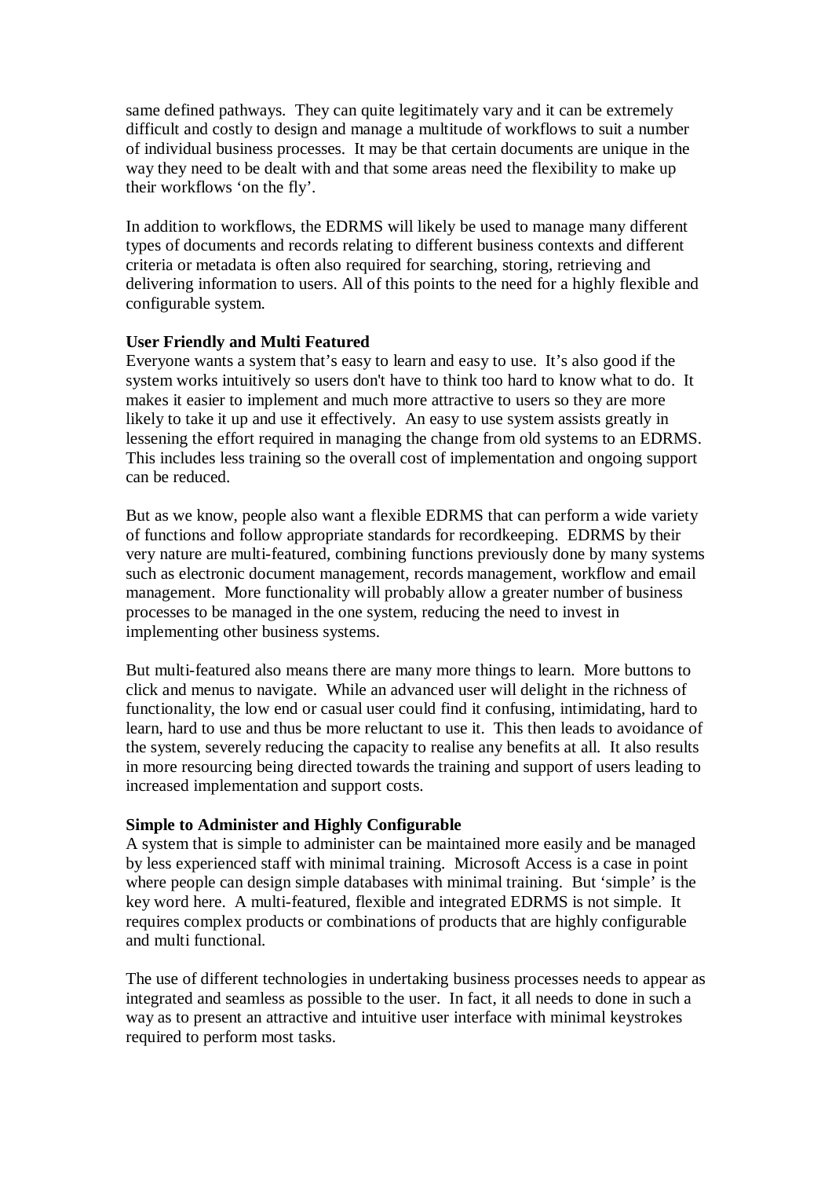same defined pathways. They can quite legitimately vary and it can be extremely difficult and costly to design and manage a multitude of workflows to suit a number of individual business processes. It may be that certain documents are unique in the way they need to be dealt with and that some areas need the flexibility to make up their workflows 'on the fly'.

In addition to workflows, the EDRMS will likely be used to manage many different types of documents and records relating to different business contexts and different criteria or metadata is often also required for searching, storing, retrieving and delivering information to users. All of this points to the need for a highly flexible and configurable system.

**User Friendly and Multi Featured**

Everyone wants a system that's easy to learn and easy to use. It's also good if the system works intuitively so users don't have to think too hard to know what to do. It makes it easier to implement and much more attractive to users so they are more likely to take it up and use it effectively. An easy to use system assists greatly in lessening the effort required in managing the change from old systems to an EDRMS. This includes less training so the overall cost of implementation and ongoing support can be reduced.

But as we know, people also want a flexible EDRMS that can perform a wide variety of functions and follow appropriate standards for recordkeeping. EDRMS by their very nature are multi-featured, combining functions previously done by many systems such as electronic document management, records management, workflow and email management. More functionality will probably allow a greater number of business processes to be managed in the one system, reducing the need to invest in implementing other business systems.

But multi-featured also means there are many more things to learn. More buttons to click and menus to navigate. While an advanced user will delight in the richness of functionality, the low end or casual user could find it confusing, intimidating, hard to learn, hard to use and thus be more reluctant to use it. This then leads to avoidance of the system, severely reducing the capacity to realise any benefits at all. It also results in more resourcing being directed towards the training and support of users leading to increased implementation and support costs.

**Simple to Administer and Highly Configurable**

A system that is simple to administer can be maintained more easily and be managed by less experienced staff with minimal training. Microsoft Access is a case in point where people can design simple databases with minimal training. But 'simple' is the key word here. A multi-featured, flexible and integrated EDRMS is not simple. It requires complex products or combinations of products that are highly configurable and multi functional.

The use of different technologies in undertaking business processes needs to appear as integrated and seamless as possible to the user. In fact, it all needs to done in such a way as to present an attractive and intuitive user interface with minimal keystrokes required to perform most tasks.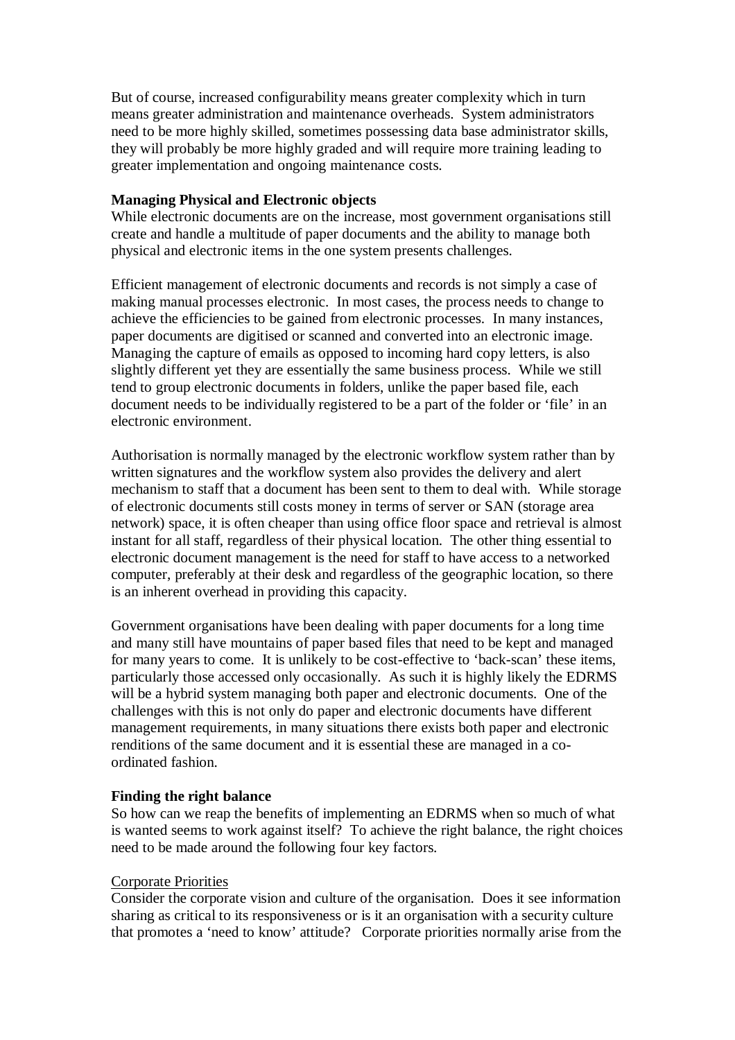But of course, increased configurability means greater complexity which in turn means greater administration and maintenance overheads. System administrators need to be more highly skilled, sometimes possessing data base administrator skills, they will probably be more highly graded and will require more training leading to greater implementation and ongoing maintenance costs.

**Managing Physical and Electronic objects**

While electronic documents are on the increase, most government organisations still create and handle a multitude of paper documents and the ability to manage both physical and electronic items in the one system presents challenges.

Efficient management of electronic documents and records is not simply a case of making manual processes electronic. In most cases, the process needs to change to achieve the efficiencies to be gained from electronic processes. In many instances, paper documents are digitised or scanned and converted into an electronic image. Managing the capture of emails as opposed to incoming hard copy letters, is also slightly different yet they are essentially the same business process. While we still tend to group electronic documents in folders, unlike the paper based file, each document needs to be individually registered to be a part of the folder or 'file' in an electronic environment.

Authorisation is normally managed by the electronic workflow system rather than by written signatures and the workflow system also provides the delivery and alert mechanism to staff that a document has been sent to them to deal with. While storage of electronic documents still costs money in terms of server or SAN (storage area network) space, it is often cheaper than using office floor space and retrieval is almost instant for all staff, regardless of their physical location. The other thing essential to electronic document management is the need for staff to have access to a networked computer, preferably at their desk and regardless of the geographic location, so there is an inherent overhead in providing this capacity.

Government organisations have been dealing with paper documents for a long time and many still have mountains of paper based files that need to be kept and managed for many years to come. It is unlikely to be cost-effective to 'back-scan' these items, particularly those accessed only occasionally. As such it is highly likely the EDRMS will be a hybrid system managing both paper and electronic documents. One of the challenges with this is not only do paper and electronic documents have different management requirements, in many situations there exists both paper and electronic renditions of the same document and it is essential these are managed in a co-ordinated fashion.

**Finding the right balance**

So how can we reap the benefits of implementing an EDRMS when so much of what is wanted seems to work against itself? To achieve the right balance, the right choices need to be made around the following four key factors.

<u>Corporate Priorities</u>

Consider the corporate vision and culture of the organisation. Does it see information sharing as critical to its responsiveness or is it an organisation with a security culture that promotes a 'need to know' attitude? Corporate priorities normally arise from the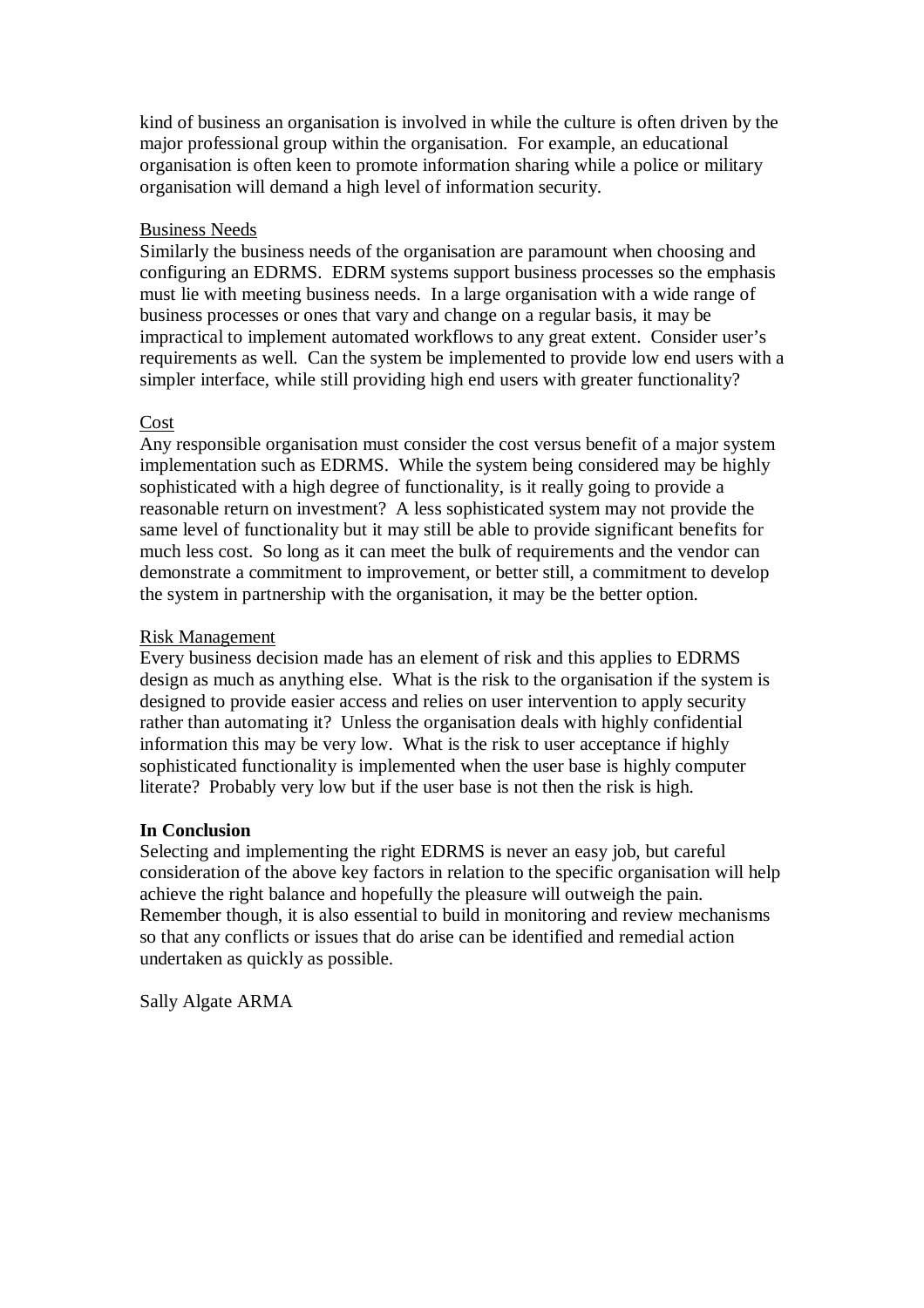kind of business an organisation is involved in while the culture is often driven by the major professional group within the organisation. For example, an educational organisation is often keen to promote information sharing while a police or military organisation will demand a high level of information security.

<u>Business Needs</u>

Similarly the business needs of the organisation are paramount when choosing and configuring an EDRMS. EDRM systems support business processes so the emphasis must lie with meeting business needs. In a large organisation with a wide range of business processes or ones that vary and change on a regular basis, it may be impractical to implement automated workflows to any great extent. Consider user's requirements as well. Can the system be implemented to provide low end users with a simpler interface, while still providing high end users with greater functionality?

<u>Cost</u>

Any responsible organisation must consider the cost versus benefit of a major system implementation such as EDRMS. While the system being considered may be highly sophisticated with a high degree of functionality, is it really going to provide a reasonable return on investment? A less sophisticated system may not provide the same level of functionality but it may still be able to provide significant benefits for much less cost. So long as it can meet the bulk of requirements and the vendor can demonstrate a commitment to improvement, or better still, a commitment to develop the system in partnership with the organisation, it may be the better option.

<u>Risk Management</u>

Every business decision made has an element of risk and this applies to EDRMS design as much as anything else. What is the risk to the organisation if the system is designed to provide easier access and relies on user intervention to apply security rather than automating it? Unless the organisation deals with highly confidential information this may be very low. What is the risk to user acceptance if highly sophisticated functionality is implemented when the user base is highly computer literate? Probably very low but if the user base is not then the risk is high.

**In Conclusion**

Selecting and implementing the right EDRMS is never an easy job, but careful consideration of the above key factors in relation to the specific organisation will help achieve the right balance and hopefully the pleasure will outweigh the pain. Remember though, it is also essential to build in monitoring and review mechanisms so that any conflicts or issues that do arise can be identified and remedial action undertaken as quickly as possible.

Sally Algate ARMA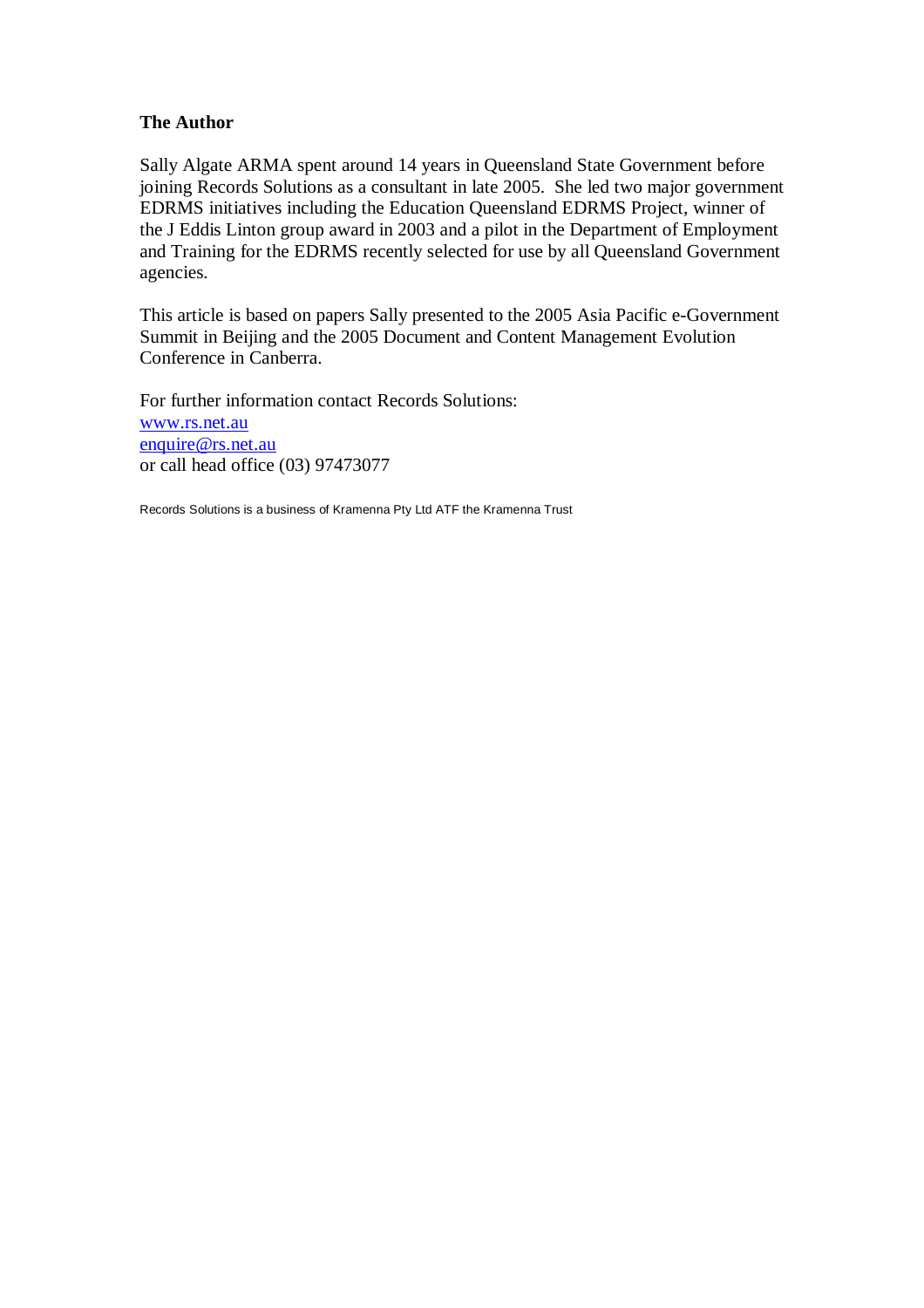**The Author**

Sally Algate ARMA spent around 14 years in Queensland State Government before joining Records Solutions as a consultant in late 2005. She led two major government EDRMS initiatives including the Education Queensland EDRMS Project, winner of the J Eddis Linton group award in 2003 and a pilot in the Department of Employment and Training for the EDRMS recently selected for use by all Queensland Government agencies.

This article is based on papers Sally presented to the 2005 Asia Pacific e-Government Summit in Beijing and the 2005 Document and Content Management Evolution Conference in Canberra.

For further information contact Records Solutions:
www.rs.net.au
enquire@rs.net.au
or call head office (03) 97473077

Records Solutions is a business of Kramenna Pty Ltd ATF the Kramenna Trust